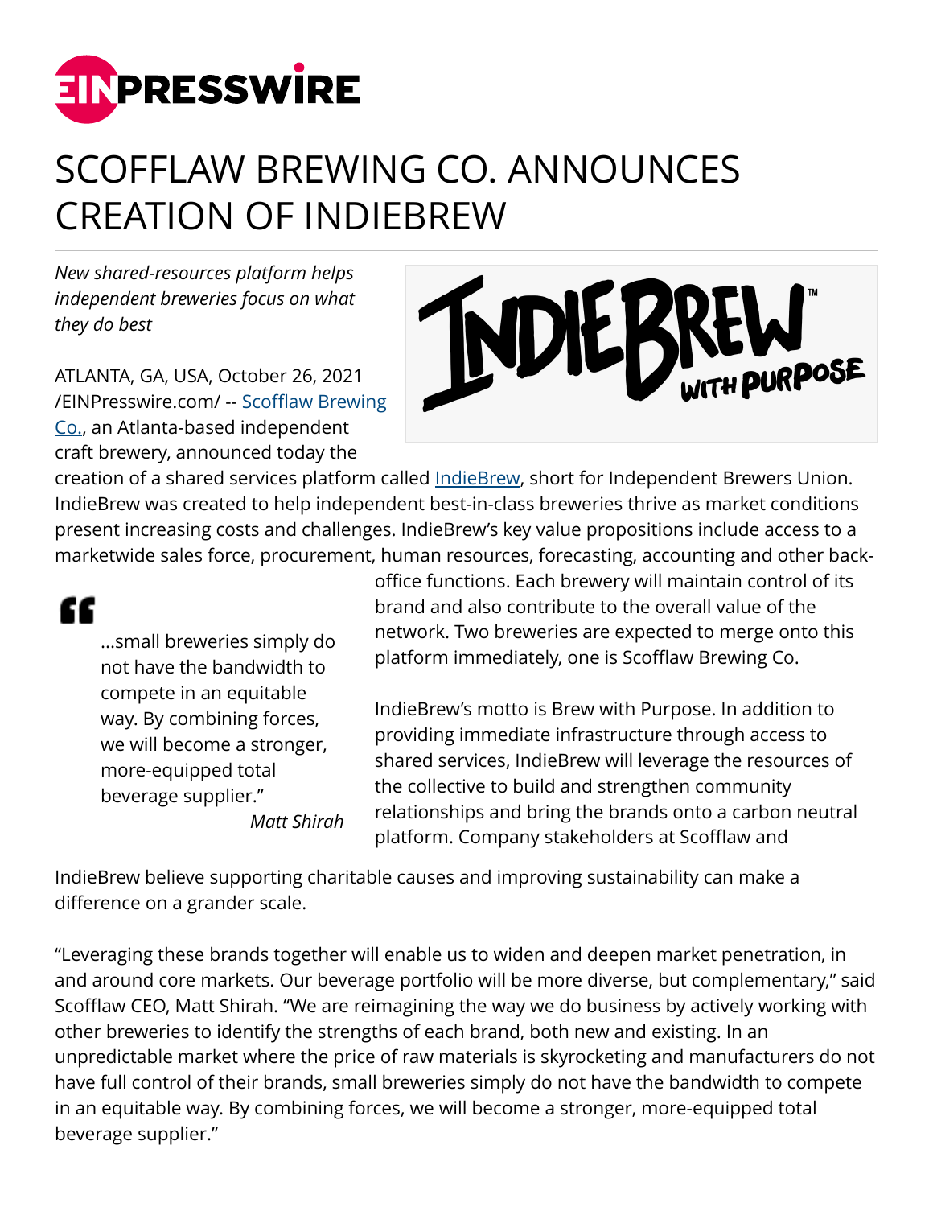# SCOFFLAW BREWING CO. ANNOUNCES CREATION OF INDIEBREW

*New shared-resources platform helps independent breweries focus on what they do best*

ATLANTA, GA, USA, October 26, 2021 /EINPresswire.com/ -- Scofflaw Brewing Co., an Atlanta-based independent craft brewery, announced today the creation of a shared services platform called IndieBrew, short for Independent Brewers Union. IndieBrew was created to help independent best-in-class breweries thrive as market conditions present increasing costs and challenges. IndieBrew's key value propositions include access to a marketwide sales force, procurement, human resources, forecasting, accounting and other back-office functions. Each brewery will maintain control of its brand and also contribute to the overall value of the network. Two breweries are expected to merge onto this platform immediately, one is Scofflaw Brewing Co.

> "...small breweries simply do not have the bandwidth to compete in an equitable way. By combining forces, we will become a stronger, more-equipped total beverage supplier."
>
> *Matt Shirah*

IndieBrew's motto is Brew with Purpose. In addition to providing immediate infrastructure through access to shared services, IndieBrew will leverage the resources of the collective to build and strengthen community relationships and bring the brands onto a carbon neutral platform. Company stakeholders at Scofflaw and IndieBrew believe supporting charitable causes and improving sustainability can make a difference on a grander scale.

"Leveraging these brands together will enable us to widen and deepen market penetration, in and around core markets. Our beverage portfolio will be more diverse, but complementary," said Scofflaw CEO, Matt Shirah. "We are reimagining the way we do business by actively working with other breweries to identify the strengths of each brand, both new and existing. In an unpredictable market where the price of raw materials is skyrocketing and manufacturers do not have full control of their brands, small breweries simply do not have the bandwidth to compete in an equitable way. By combining forces, we will become a stronger, more-equipped total beverage supplier."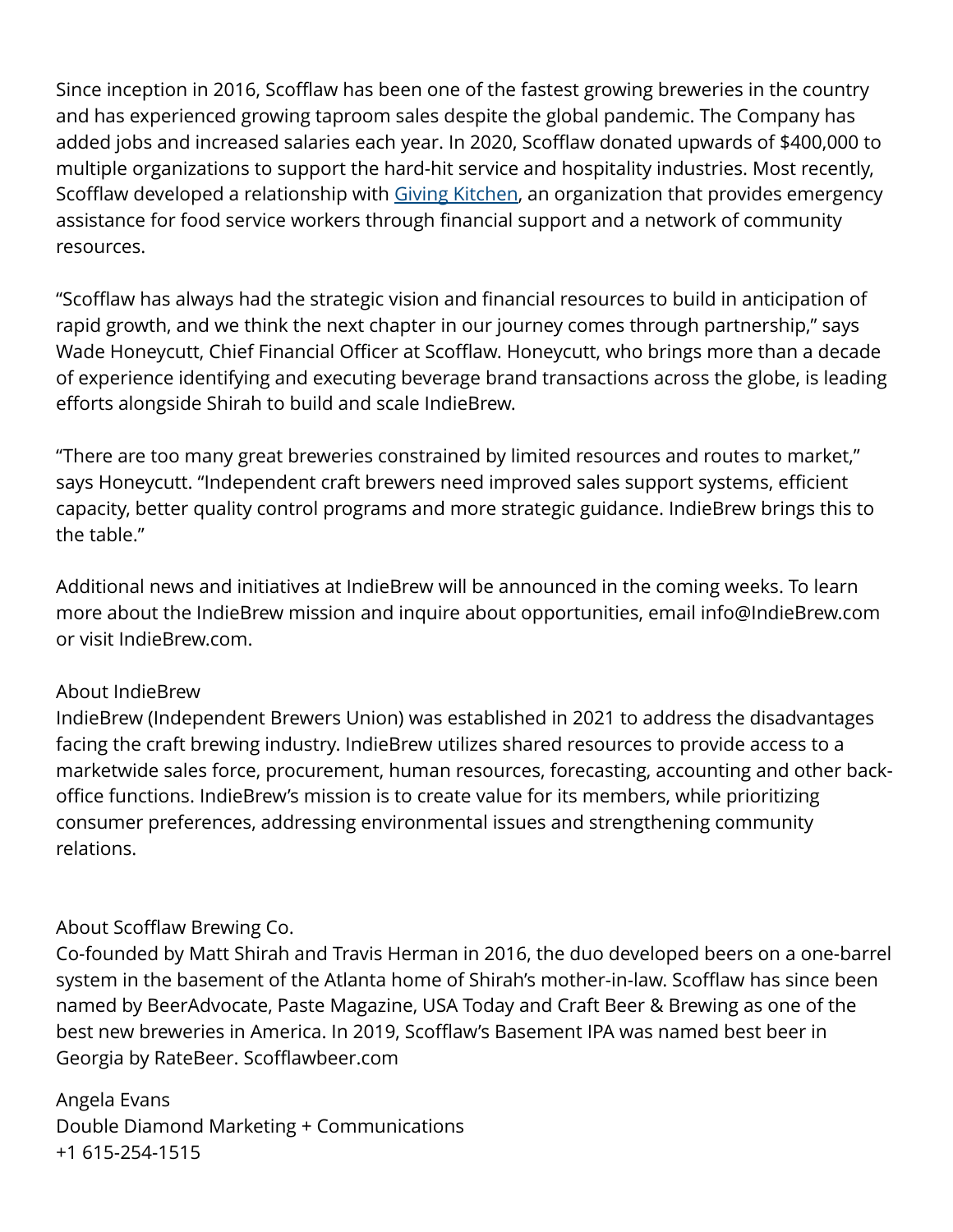Since inception in 2016, Scofflaw has been one of the fastest growing breweries in the country and has experienced growing taproom sales despite the global pandemic. The Company has added jobs and increased salaries each year. In 2020, Scofflaw donated upwards of $400,000 to multiple organizations to support the hard-hit service and hospitality industries. Most recently, Scofflaw developed a relationship with [Giving Kitchen](), an organization that provides emergency assistance for food service workers through financial support and a network of community resources.

"Scofflaw has always had the strategic vision and financial resources to build in anticipation of rapid growth, and we think the next chapter in our journey comes through partnership," says Wade Honeycutt, Chief Financial Officer at Scofflaw. Honeycutt, who brings more than a decade of experience identifying and executing beverage brand transactions across the globe, is leading efforts alongside Shirah to build and scale IndieBrew.

"There are too many great breweries constrained by limited resources and routes to market," says Honeycutt. "Independent craft brewers need improved sales support systems, efficient capacity, better quality control programs and more strategic guidance. IndieBrew brings this to the table."

Additional news and initiatives at IndieBrew will be announced in the coming weeks. To learn more about the IndieBrew mission and inquire about opportunities, email info@IndieBrew.com or visit IndieBrew.com.

About IndieBrew
IndieBrew (Independent Brewers Union) was established in 2021 to address the disadvantages facing the craft brewing industry. IndieBrew utilizes shared resources to provide access to a marketwide sales force, procurement, human resources, forecasting, accounting and other back-office functions. IndieBrew's mission is to create value for its members, while prioritizing consumer preferences, addressing environmental issues and strengthening community relations.

About Scofflaw Brewing Co.
Co-founded by Matt Shirah and Travis Herman in 2016, the duo developed beers on a one-barrel system in the basement of the Atlanta home of Shirah's mother-in-law. Scofflaw has since been named by BeerAdvocate, Paste Magazine, USA Today and Craft Beer & Brewing as one of the best new breweries in America. In 2019, Scofflaw's Basement IPA was named best beer in Georgia by RateBeer. Scofflawbeer.com

Angela Evans
Double Diamond Marketing + Communications
+1 615-254-1515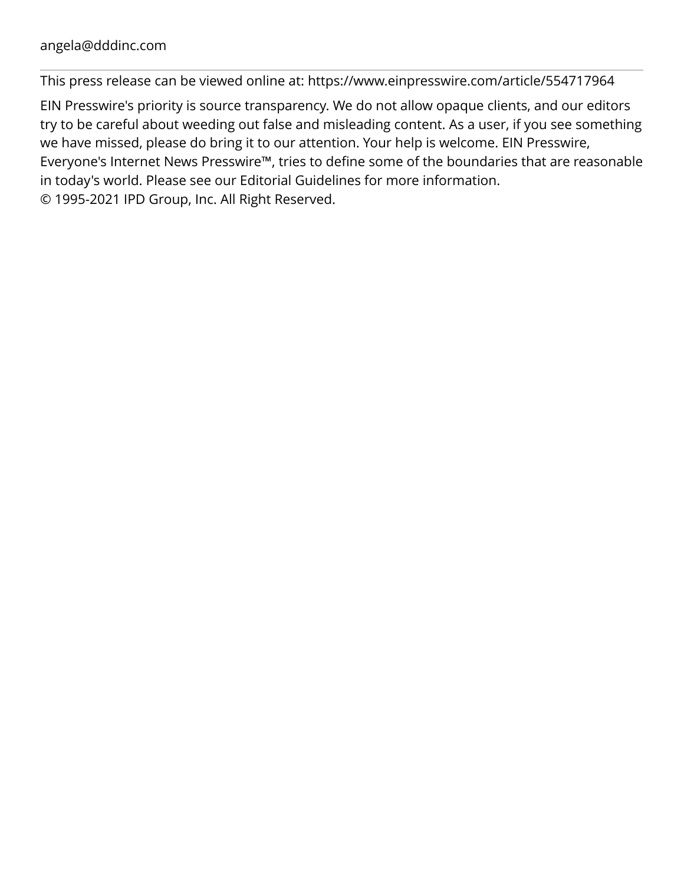angela@dddinc.com

---

This press release can be viewed online at: https://www.einpresswire.com/article/554717964

EIN Presswire's priority is source transparency. We do not allow opaque clients, and our editors try to be careful about weeding out false and misleading content. As a user, if you see something we have missed, please do bring it to our attention. Your help is welcome. EIN Presswire, Everyone's Internet News Presswire™, tries to define some of the boundaries that are reasonable in today's world. Please see our Editorial Guidelines for more information.
© 1995-2021 IPD Group, Inc. All Right Reserved.